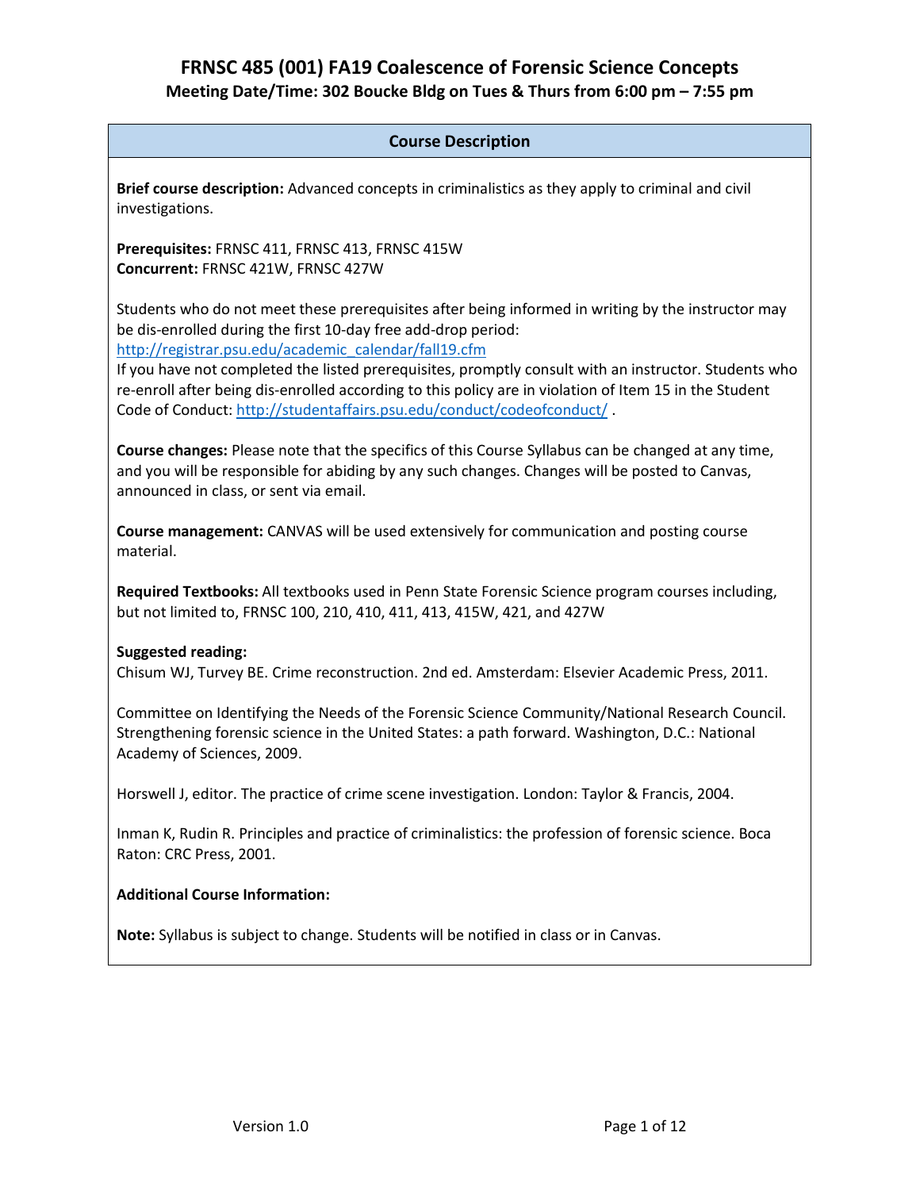# FRNSC 485 (001) FA19 Coalescence of Forensic Science Concepts

## Meeting Date/Time: 302 Boucke Bldg on Tues & Thurs from 6:00 pm – 7:55 pm

### Course Description

**Brief course description:** Advanced concepts in criminalistics as they apply to criminal and civil investigations.

**Prerequisites:** FRNSC 411, FRNSC 413, FRNSC 415W
**Concurrent:** FRNSC 421W, FRNSC 427W

Students who do not meet these prerequisites after being informed in writing by the instructor may be dis-enrolled during the first 10-day free add-drop period:
http://registrar.psu.edu/academic_calendar/fall19.cfm
If you have not completed the listed prerequisites, promptly consult with an instructor. Students who re-enroll after being dis-enrolled according to this policy are in violation of Item 15 in the Student Code of Conduct: http://studentaffairs.psu.edu/conduct/codeofconduct/ .

**Course changes:** Please note that the specifics of this Course Syllabus can be changed at any time, and you will be responsible for abiding by any such changes. Changes will be posted to Canvas, announced in class, or sent via email.

**Course management:** CANVAS will be used extensively for communication and posting course material.

**Required Textbooks:** All textbooks used in Penn State Forensic Science program courses including, but not limited to, FRNSC 100, 210, 410, 411, 413, 415W, 421, and 427W

**Suggested reading:**
Chisum WJ, Turvey BE. Crime reconstruction. 2nd ed. Amsterdam: Elsevier Academic Press, 2011.

Committee on Identifying the Needs of the Forensic Science Community/National Research Council. Strengthening forensic science in the United States: a path forward. Washington, D.C.: National Academy of Sciences, 2009.

Horswell J, editor. The practice of crime scene investigation. London: Taylor & Francis, 2004.

Inman K, Rudin R. Principles and practice of criminalistics: the profession of forensic science. Boca Raton: CRC Press, 2001.

**Additional Course Information:**

**Note:** Syllabus is subject to change. Students will be notified in class or in Canvas.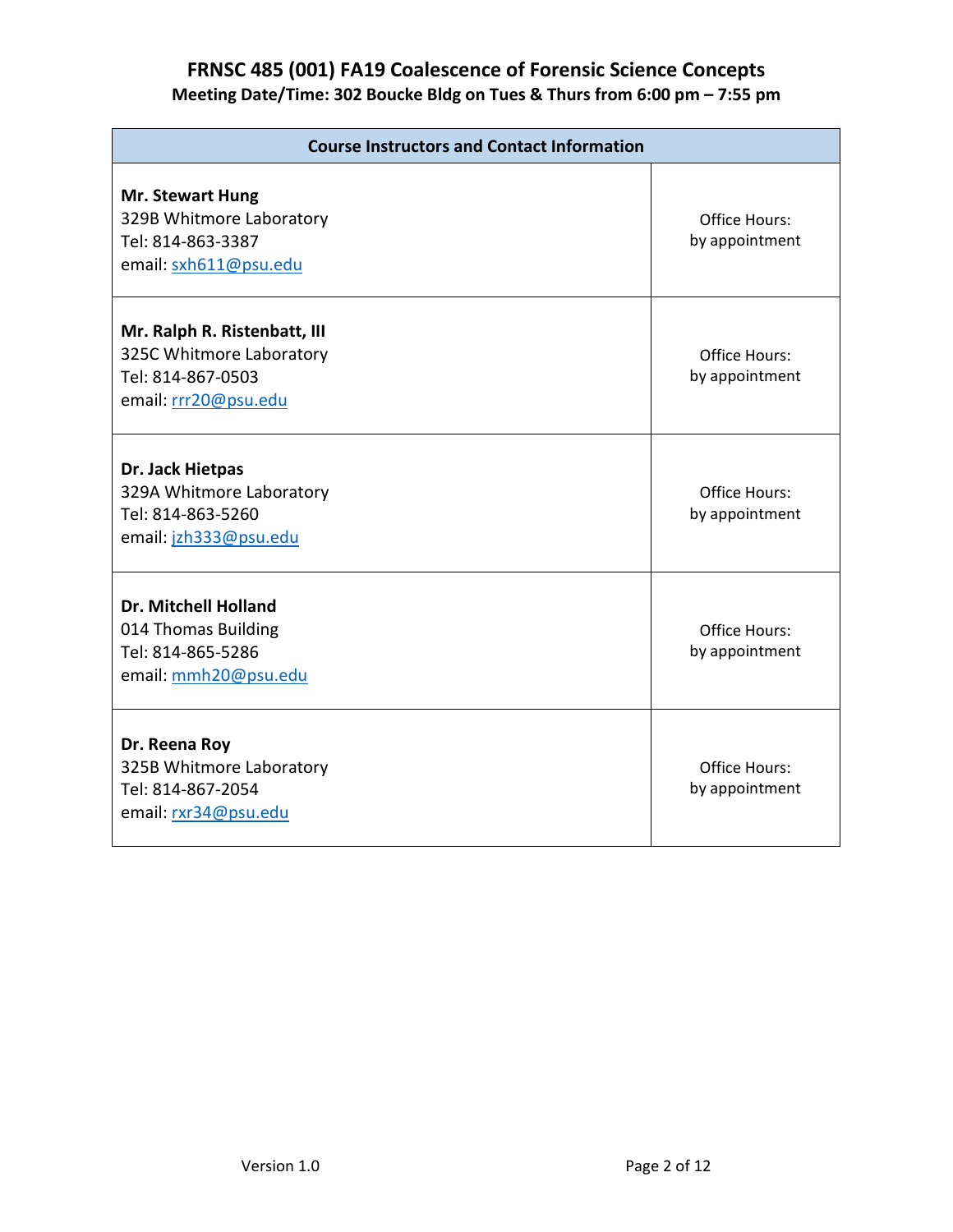# FRNSC 485 (001) FA19 Coalescence of Forensic Science Concepts

**Meeting Date/Time: 302 Boucke Bldg on Tues & Thurs from 6:00 pm – 7:55 pm**

| Course Instructors and Contact Information | |
|---|---|
| **Mr. Stewart Hung**<br>329B Whitmore Laboratory<br>Tel: 814-863-3387<br>email: sxh611@psu.edu | Office Hours:<br>by appointment |
| **Mr. Ralph R. Ristenbatt, III**<br>325C Whitmore Laboratory<br>Tel: 814-867-0503<br>email: rrr20@psu.edu | Office Hours:<br>by appointment |
| **Dr. Jack Hietpas**<br>329A Whitmore Laboratory<br>Tel: 814-863-5260<br>email: jzh333@psu.edu | Office Hours:<br>by appointment |
| **Dr. Mitchell Holland**<br>014 Thomas Building<br>Tel: 814-865-5286<br>email: mmh20@psu.edu | Office Hours:<br>by appointment |
| **Dr. Reena Roy**<br>325B Whitmore Laboratory<br>Tel: 814-867-2054<br>email: rxr34@psu.edu | Office Hours:<br>by appointment |

Version 1.0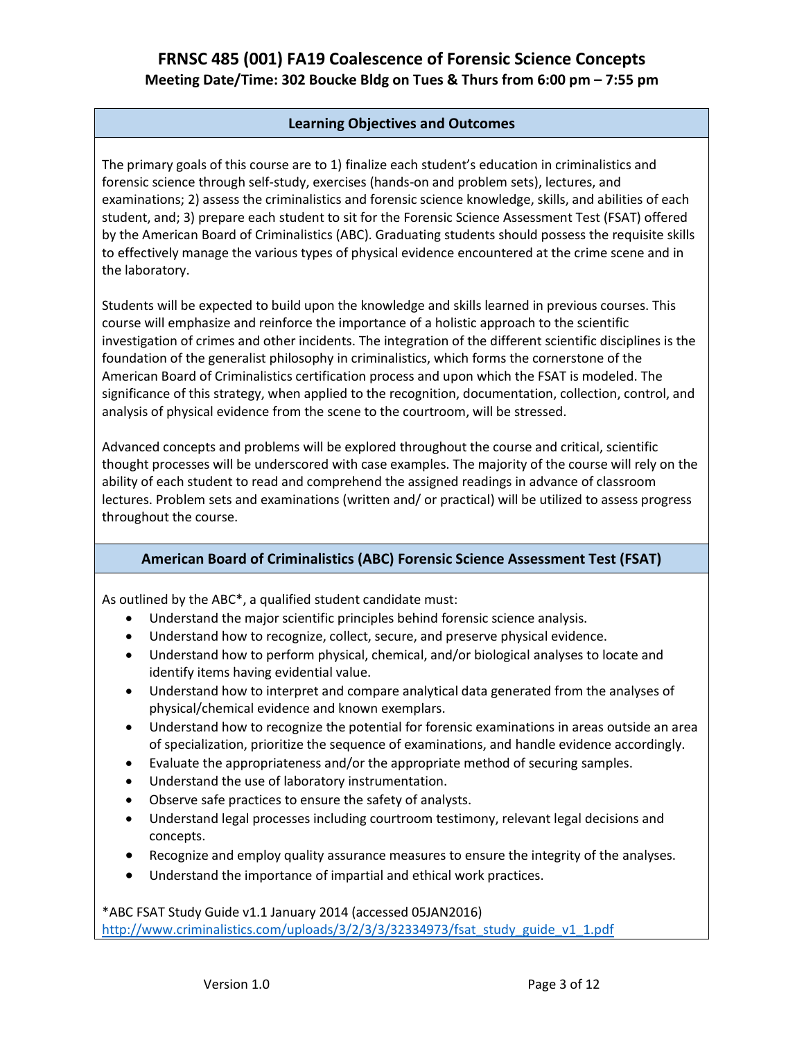# FRNSC 485 (001) FA19 Coalescence of Forensic Science Concepts

**Meeting Date/Time: 302 Boucke Bldg on Tues & Thurs from 6:00 pm – 7:55 pm**

## Learning Objectives and Outcomes

The primary goals of this course are to 1) finalize each student's education in criminalistics and forensic science through self-study, exercises (hands-on and problem sets), lectures, and examinations; 2) assess the criminalistics and forensic science knowledge, skills, and abilities of each student, and; 3) prepare each student to sit for the Forensic Science Assessment Test (FSAT) offered by the American Board of Criminalistics (ABC). Graduating students should possess the requisite skills to effectively manage the various types of physical evidence encountered at the crime scene and in the laboratory.

Students will be expected to build upon the knowledge and skills learned in previous courses. This course will emphasize and reinforce the importance of a holistic approach to the scientific investigation of crimes and other incidents. The integration of the different scientific disciplines is the foundation of the generalist philosophy in criminalistics, which forms the cornerstone of the American Board of Criminalistics certification process and upon which the FSAT is modeled. The significance of this strategy, when applied to the recognition, documentation, collection, control, and analysis of physical evidence from the scene to the courtroom, will be stressed.

Advanced concepts and problems will be explored throughout the course and critical, scientific thought processes will be underscored with case examples. The majority of the course will rely on the ability of each student to read and comprehend the assigned readings in advance of classroom lectures. Problem sets and examinations (written and/ or practical) will be utilized to assess progress throughout the course.

## American Board of Criminalistics (ABC) Forensic Science Assessment Test (FSAT)

As outlined by the ABC*, a qualified student candidate must:

- Understand the major scientific principles behind forensic science analysis.
- Understand how to recognize, collect, secure, and preserve physical evidence.
- Understand how to perform physical, chemical, and/or biological analyses to locate and identify items having evidential value.
- Understand how to interpret and compare analytical data generated from the analyses of physical/chemical evidence and known exemplars.
- Understand how to recognize the potential for forensic examinations in areas outside an area of specialization, prioritize the sequence of examinations, and handle evidence accordingly.
- Evaluate the appropriateness and/or the appropriate method of securing samples.
- Understand the use of laboratory instrumentation.
- Observe safe practices to ensure the safety of analysts.
- Understand legal processes including courtroom testimony, relevant legal decisions and concepts.
- Recognize and employ quality assurance measures to ensure the integrity of the analyses.
- Understand the importance of impartial and ethical work practices.

*ABC FSAT Study Guide v1.1 January 2014 (accessed 05JAN2016)
http://www.criminalistics.com/uploads/3/2/3/3/32334973/fsat_study_guide_v1_1.pdf

Version 1.0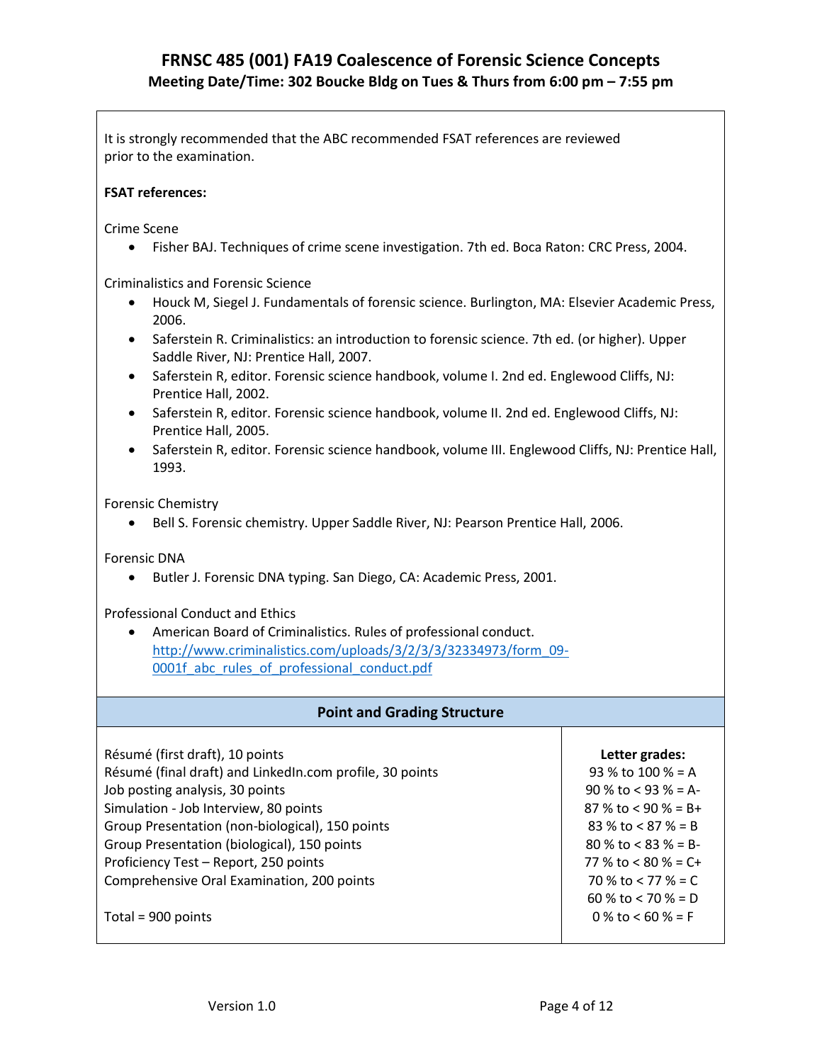It is strongly recommended that the ABC recommended FSAT references are reviewed prior to the examination.

**FSAT references:**

Crime Scene

- Fisher BAJ. Techniques of crime scene investigation. 7th ed. Boca Raton: CRC Press, 2004.

Criminalistics and Forensic Science

- Houck M, Siegel J. Fundamentals of forensic science. Burlington, MA: Elsevier Academic Press, 2006.
- Saferstein R. Criminalistics: an introduction to forensic science. 7th ed. (or higher). Upper Saddle River, NJ: Prentice Hall, 2007.
- Saferstein R, editor. Forensic science handbook, volume I. 2nd ed. Englewood Cliffs, NJ: Prentice Hall, 2002.
- Saferstein R, editor. Forensic science handbook, volume II. 2nd ed. Englewood Cliffs, NJ: Prentice Hall, 2005.
- Saferstein R, editor. Forensic science handbook, volume III. Englewood Cliffs, NJ: Prentice Hall, 1993.

Forensic Chemistry

- Bell S. Forensic chemistry. Upper Saddle River, NJ: Pearson Prentice Hall, 2006.

Forensic DNA

- Butler J. Forensic DNA typing. San Diego, CA: Academic Press, 2001.

Professional Conduct and Ethics

- American Board of Criminalistics. Rules of professional conduct. http://www.criminalistics.com/uploads/3/2/3/3/32334973/form_09-0001f_abc_rules_of_professional_conduct.pdf

## Point and Grading Structure

| Assignments | Letter grades: |
|---|---|
| Résumé (first draft), 10 points | 93 % to 100 % = A |
| Résumé (final draft) and LinkedIn.com profile, 30 points | 90 % to < 93 % = A- |
| Job posting analysis, 30 points | 87 % to < 90 % = B+ |
| Simulation - Job Interview, 80 points | 83 % to < 87 % = B |
| Group Presentation (non-biological), 150 points | 80 % to < 83 % = B- |
| Group Presentation (biological), 150 points | 77 % to < 80 % = C+ |
| Proficiency Test – Report, 250 points | 70 % to < 77 % = C |
| Comprehensive Oral Examination, 200 points | 60 % to < 70 % = D |
| Total = 900 points | 0 % to < 60 % = F |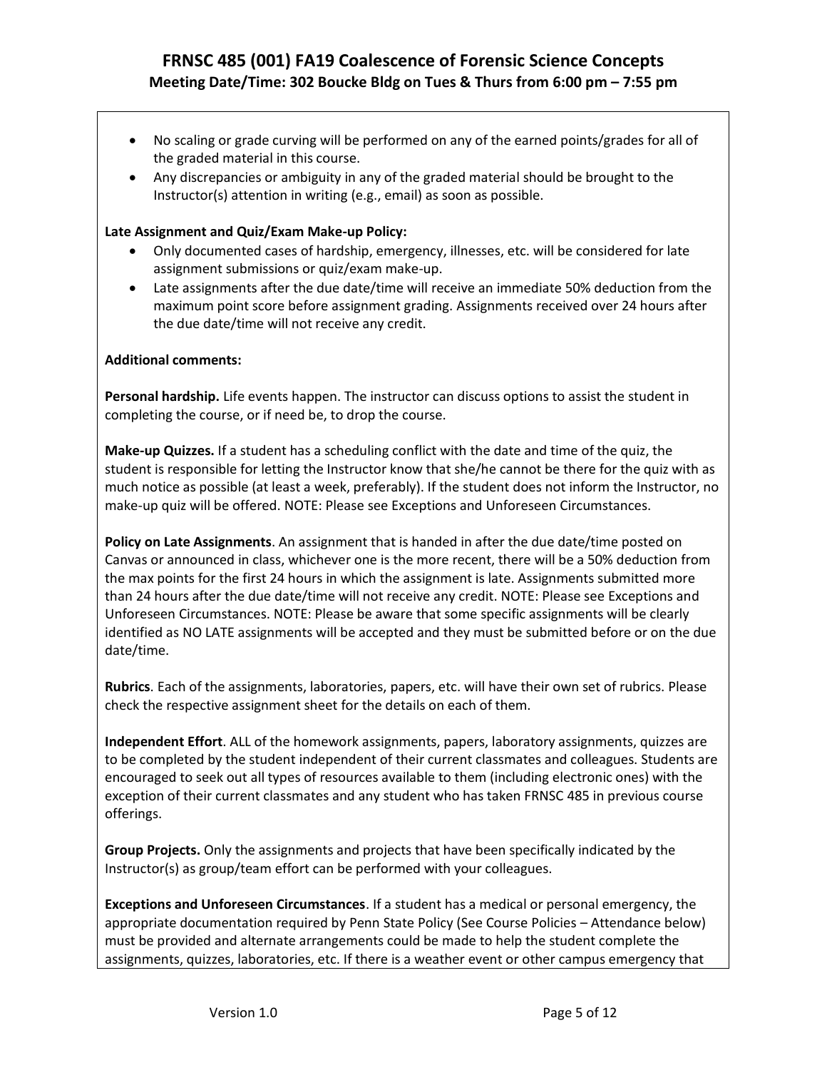- No scaling or grade curving will be performed on any of the earned points/grades for all of the graded material in this course.
- Any discrepancies or ambiguity in any of the graded material should be brought to the Instructor(s) attention in writing (e.g., email) as soon as possible.

**Late Assignment and Quiz/Exam Make-up Policy:**

- Only documented cases of hardship, emergency, illnesses, etc. will be considered for late assignment submissions or quiz/exam make-up.
- Late assignments after the due date/time will receive an immediate 50% deduction from the maximum point score before assignment grading. Assignments received over 24 hours after the due date/time will not receive any credit.

**Additional comments:**

**Personal hardship.** Life events happen. The instructor can discuss options to assist the student in completing the course, or if need be, to drop the course.

**Make-up Quizzes.** If a student has a scheduling conflict with the date and time of the quiz, the student is responsible for letting the Instructor know that she/he cannot be there for the quiz with as much notice as possible (at least a week, preferably). If the student does not inform the Instructor, no make-up quiz will be offered. NOTE: Please see Exceptions and Unforeseen Circumstances.

**Policy on Late Assignments**. An assignment that is handed in after the due date/time posted on Canvas or announced in class, whichever one is the more recent, there will be a 50% deduction from the max points for the first 24 hours in which the assignment is late. Assignments submitted more than 24 hours after the due date/time will not receive any credit. NOTE: Please see Exceptions and Unforeseen Circumstances. NOTE: Please be aware that some specific assignments will be clearly identified as NO LATE assignments will be accepted and they must be submitted before or on the due date/time.

**Rubrics**. Each of the assignments, laboratories, papers, etc. will have their own set of rubrics. Please check the respective assignment sheet for the details on each of them.

**Independent Effort**. ALL of the homework assignments, papers, laboratory assignments, quizzes are to be completed by the student independent of their current classmates and colleagues. Students are encouraged to seek out all types of resources available to them (including electronic ones) with the exception of their current classmates and any student who has taken FRNSC 485 in previous course offerings.

**Group Projects.** Only the assignments and projects that have been specifically indicated by the Instructor(s) as group/team effort can be performed with your colleagues.

**Exceptions and Unforeseen Circumstances**. If a student has a medical or personal emergency, the appropriate documentation required by Penn State Policy (See Course Policies – Attendance below) must be provided and alternate arrangements could be made to help the student complete the assignments, quizzes, laboratories, etc. If there is a weather event or other campus emergency that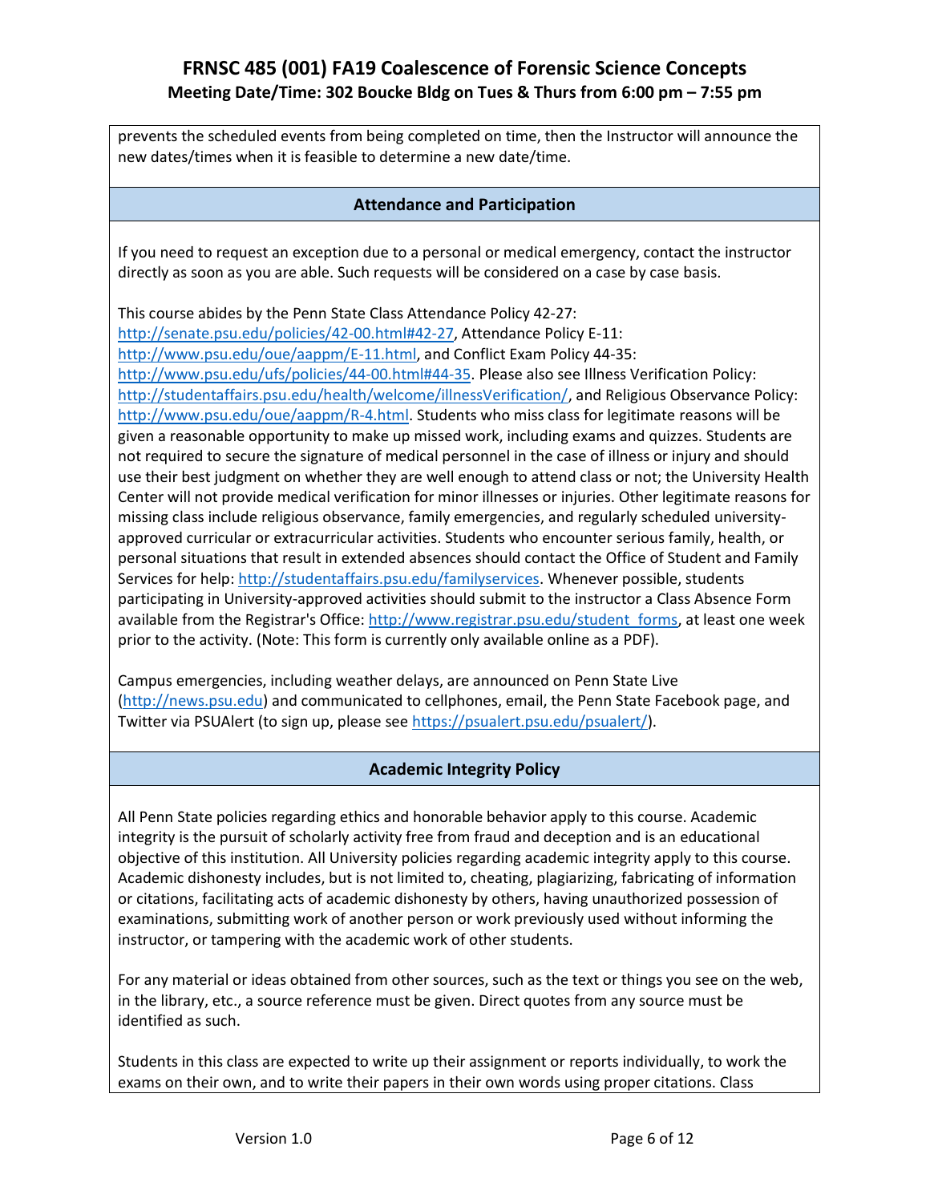prevents the scheduled events from being completed on time, then the Instructor will announce the new dates/times when it is feasible to determine a new date/time.

## Attendance and Participation

If you need to request an exception due to a personal or medical emergency, contact the instructor directly as soon as you are able. Such requests will be considered on a case by case basis.

This course abides by the Penn State Class Attendance Policy 42-27: http://senate.psu.edu/policies/42-00.html#42-27, Attendance Policy E-11: http://www.psu.edu/oue/aappm/E-11.html, and Conflict Exam Policy 44-35: http://www.psu.edu/ufs/policies/44-00.html#44-35. Please also see Illness Verification Policy: http://studentaffairs.psu.edu/health/welcome/illnessVerification/, and Religious Observance Policy: http://www.psu.edu/oue/aappm/R-4.html. Students who miss class for legitimate reasons will be given a reasonable opportunity to make up missed work, including exams and quizzes. Students are not required to secure the signature of medical personnel in the case of illness or injury and should use their best judgment on whether they are well enough to attend class or not; the University Health Center will not provide medical verification for minor illnesses or injuries. Other legitimate reasons for missing class include religious observance, family emergencies, and regularly scheduled university-approved curricular or extracurricular activities. Students who encounter serious family, health, or personal situations that result in extended absences should contact the Office of Student and Family Services for help: http://studentaffairs.psu.edu/familyservices. Whenever possible, students participating in University-approved activities should submit to the instructor a Class Absence Form available from the Registrar's Office: http://www.registrar.psu.edu/student_forms, at least one week prior to the activity. (Note: This form is currently only available online as a PDF).

Campus emergencies, including weather delays, are announced on Penn State Live (http://news.psu.edu) and communicated to cellphones, email, the Penn State Facebook page, and Twitter via PSUAlert (to sign up, please see https://psualert.psu.edu/psualert/).

## Academic Integrity Policy

All Penn State policies regarding ethics and honorable behavior apply to this course. Academic integrity is the pursuit of scholarly activity free from fraud and deception and is an educational objective of this institution. All University policies regarding academic integrity apply to this course. Academic dishonesty includes, but is not limited to, cheating, plagiarizing, fabricating of information or citations, facilitating acts of academic dishonesty by others, having unauthorized possession of examinations, submitting work of another person or work previously used without informing the instructor, or tampering with the academic work of other students.

For any material or ideas obtained from other sources, such as the text or things you see on the web, in the library, etc., a source reference must be given. Direct quotes from any source must be identified as such.

Students in this class are expected to write up their assignment or reports individually, to work the exams on their own, and to write their papers in their own words using proper citations. Class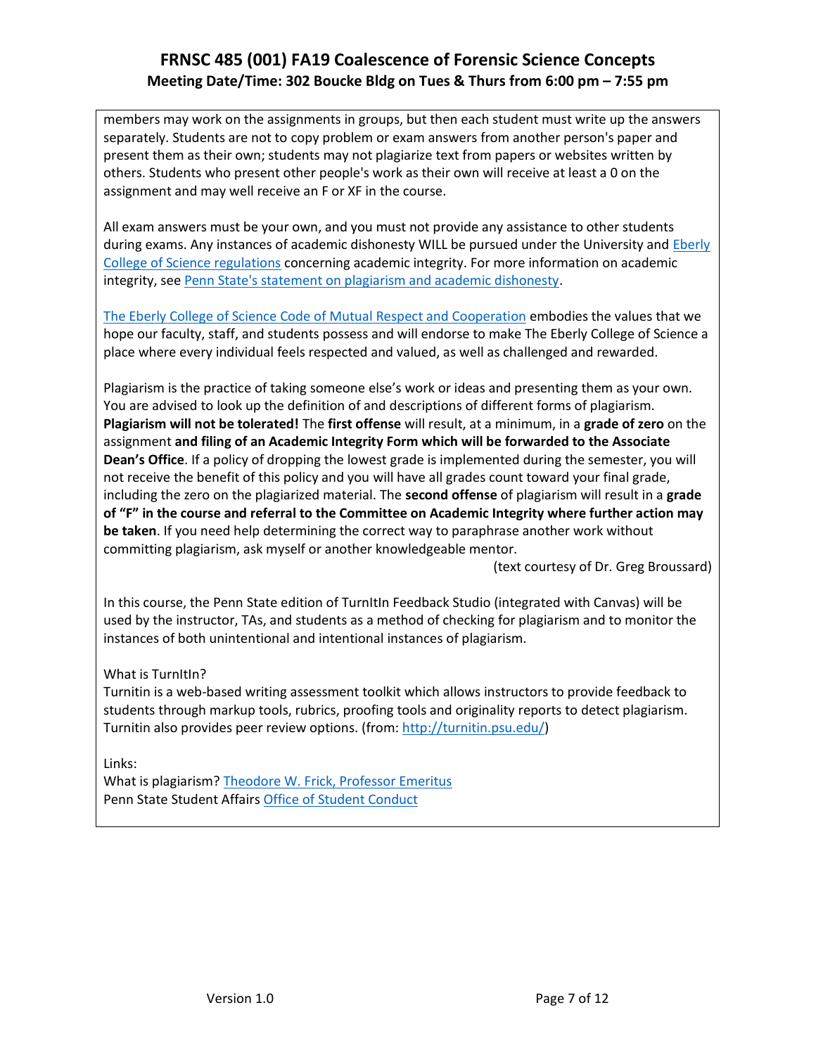members may work on the assignments in groups, but then each student must write up the answers separately. Students are not to copy problem or exam answers from another person's paper and present them as their own; students may not plagiarize text from papers or websites written by others. Students who present other people's work as their own will receive at least a 0 on the assignment and may well receive an F or XF in the course.

All exam answers must be your own, and you must not provide any assistance to other students during exams. Any instances of academic dishonesty WILL be pursued under the University and Eberly College of Science regulations concerning academic integrity. For more information on academic integrity, see Penn State's statement on plagiarism and academic dishonesty.

The Eberly College of Science Code of Mutual Respect and Cooperation embodies the values that we hope our faculty, staff, and students possess and will endorse to make The Eberly College of Science a place where every individual feels respected and valued, as well as challenged and rewarded.

Plagiarism is the practice of taking someone else's work or ideas and presenting them as your own. You are advised to look up the definition of and descriptions of different forms of plagiarism. **Plagiarism will not be tolerated!** The **first offense** will result, at a minimum, in a **grade of zero** on the assignment **and filing of an Academic Integrity Form which will be forwarded to the Associate Dean's Office**. If a policy of dropping the lowest grade is implemented during the semester, you will not receive the benefit of this policy and you will have all grades count toward your final grade, including the zero on the plagiarized material. The **second offense** of plagiarism will result in a **grade of "F" in the course and referral to the Committee on Academic Integrity where further action may be taken**. If you need help determining the correct way to paraphrase another work without committing plagiarism, ask myself or another knowledgeable mentor.

(text courtesy of Dr. Greg Broussard)

In this course, the Penn State edition of TurnItIn Feedback Studio (integrated with Canvas) will be used by the instructor, TAs, and students as a method of checking for plagiarism and to monitor the instances of both unintentional and intentional instances of plagiarism.

What is TurnItIn?
Turnitin is a web-based writing assessment toolkit which allows instructors to provide feedback to students through markup tools, rubrics, proofing tools and originality reports to detect plagiarism. Turnitin also provides peer review options. (from: http://turnitin.psu.edu/)

Links:
What is plagiarism? Theodore W. Frick, Professor Emeritus
Penn State Student Affairs Office of Student Conduct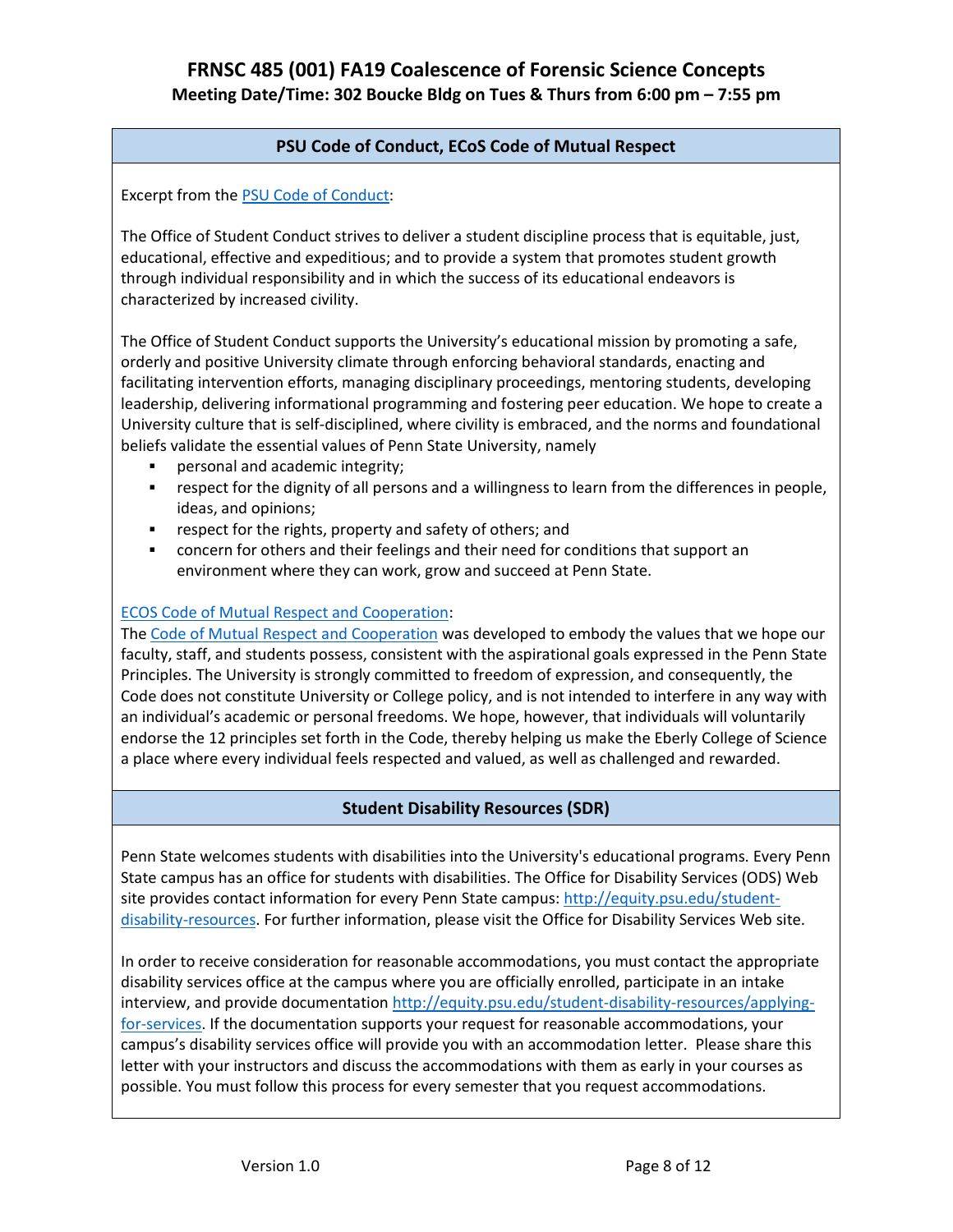## PSU Code of Conduct, ECoS Code of Mutual Respect

Excerpt from the [PSU Code of Conduct](#):

The Office of Student Conduct strives to deliver a student discipline process that is equitable, just, educational, effective and expeditious; and to provide a system that promotes student growth through individual responsibility and in which the success of its educational endeavors is characterized by increased civility.

The Office of Student Conduct supports the University's educational mission by promoting a safe, orderly and positive University climate through enforcing behavioral standards, enacting and facilitating intervention efforts, managing disciplinary proceedings, mentoring students, developing leadership, delivering informational programming and fostering peer education. We hope to create a University culture that is self-disciplined, where civility is embraced, and the norms and foundational beliefs validate the essential values of Penn State University, namely

- personal and academic integrity;
- respect for the dignity of all persons and a willingness to learn from the differences in people, ideas, and opinions;
- respect for the rights, property and safety of others; and
- concern for others and their feelings and their need for conditions that support an environment where they can work, grow and succeed at Penn State.

[ECOS Code of Mutual Respect and Cooperation](#):
The [Code of Mutual Respect and Cooperation](#) was developed to embody the values that we hope our faculty, staff, and students possess, consistent with the aspirational goals expressed in the Penn State Principles. The University is strongly committed to freedom of expression, and consequently, the Code does not constitute University or College policy, and is not intended to interfere in any way with an individual's academic or personal freedoms. We hope, however, that individuals will voluntarily endorse the 12 principles set forth in the Code, thereby helping us make the Eberly College of Science a place where every individual feels respected and valued, as well as challenged and rewarded.

## Student Disability Resources (SDR)

Penn State welcomes students with disabilities into the University's educational programs. Every Penn State campus has an office for students with disabilities. The Office for Disability Services (ODS) Web site provides contact information for every Penn State campus: http://equity.psu.edu/student-disability-resources. For further information, please visit the Office for Disability Services Web site.

In order to receive consideration for reasonable accommodations, you must contact the appropriate disability services office at the campus where you are officially enrolled, participate in an intake interview, and provide documentation http://equity.psu.edu/student-disability-resources/applying-for-services. If the documentation supports your request for reasonable accommodations, your campus's disability services office will provide you with an accommodation letter. Please share this letter with your instructors and discuss the accommodations with them as early in your courses as possible. You must follow this process for every semester that you request accommodations.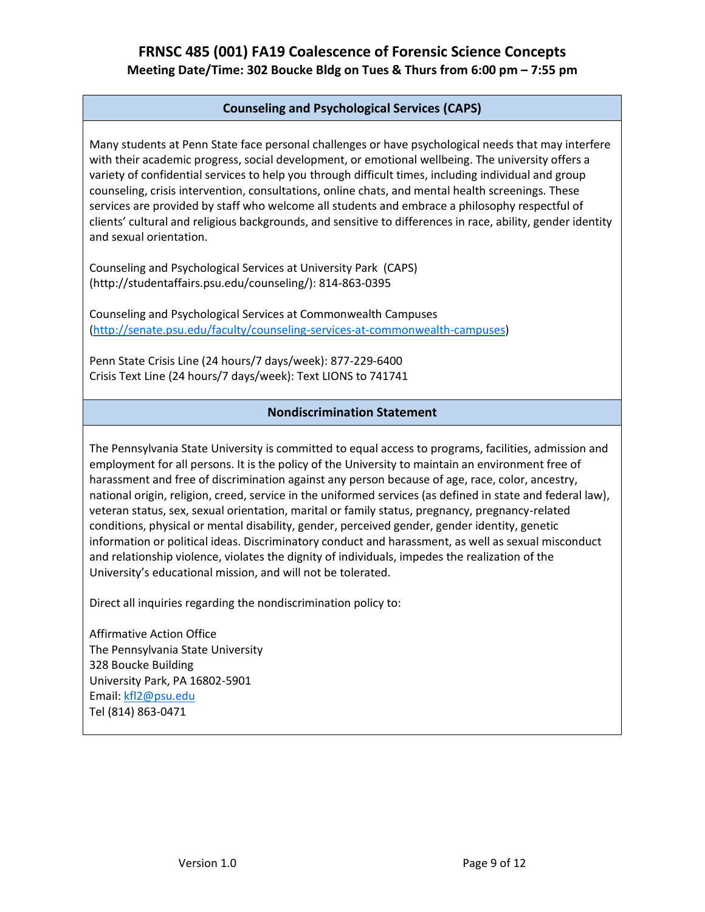## Counseling and Psychological Services (CAPS)

Many students at Penn State face personal challenges or have psychological needs that may interfere with their academic progress, social development, or emotional wellbeing. The university offers a variety of confidential services to help you through difficult times, including individual and group counseling, crisis intervention, consultations, online chats, and mental health screenings. These services are provided by staff who welcome all students and embrace a philosophy respectful of clients' cultural and religious backgrounds, and sensitive to differences in race, ability, gender identity and sexual orientation.

Counseling and Psychological Services at University Park (CAPS) (http://studentaffairs.psu.edu/counseling/): 814-863-0395

Counseling and Psychological Services at Commonwealth Campuses (http://senate.psu.edu/faculty/counseling-services-at-commonwealth-campuses)

Penn State Crisis Line (24 hours/7 days/week): 877-229-6400
Crisis Text Line (24 hours/7 days/week): Text LIONS to 741741

## Nondiscrimination Statement

The Pennsylvania State University is committed to equal access to programs, facilities, admission and employment for all persons. It is the policy of the University to maintain an environment free of harassment and free of discrimination against any person because of age, race, color, ancestry, national origin, religion, creed, service in the uniformed services (as defined in state and federal law), veteran status, sex, sexual orientation, marital or family status, pregnancy, pregnancy-related conditions, physical or mental disability, gender, perceived gender, gender identity, genetic information or political ideas. Discriminatory conduct and harassment, as well as sexual misconduct and relationship violence, violates the dignity of individuals, impedes the realization of the University's educational mission, and will not be tolerated.

Direct all inquiries regarding the nondiscrimination policy to:

Affirmative Action Office
The Pennsylvania State University
328 Boucke Building
University Park, PA 16802-5901
Email: kfl2@psu.edu
Tel (814) 863-0471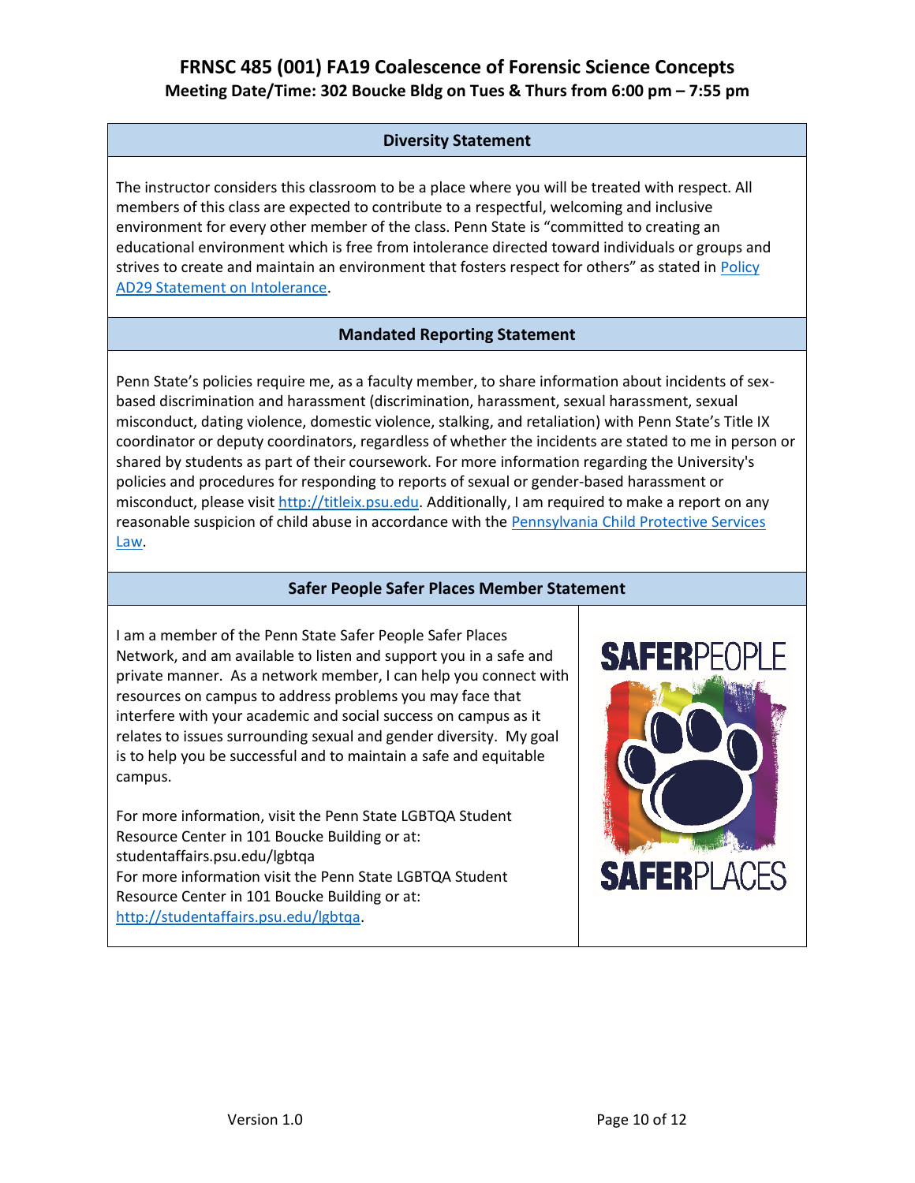## Diversity Statement

The instructor considers this classroom to be a place where you will be treated with respect. All members of this class are expected to contribute to a respectful, welcoming and inclusive environment for every other member of the class. Penn State is "committed to creating an educational environment which is free from intolerance directed toward individuals or groups and strives to create and maintain an environment that fosters respect for others" as stated in Policy AD29 Statement on Intolerance.

## Mandated Reporting Statement

Penn State's policies require me, as a faculty member, to share information about incidents of sex-based discrimination and harassment (discrimination, harassment, sexual harassment, sexual misconduct, dating violence, domestic violence, stalking, and retaliation) with Penn State's Title IX coordinator or deputy coordinators, regardless of whether the incidents are stated to me in person or shared by students as part of their coursework. For more information regarding the University's policies and procedures for responding to reports of sexual or gender-based harassment or misconduct, please visit http://titleix.psu.edu. Additionally, I am required to make a report on any reasonable suspicion of child abuse in accordance with the Pennsylvania Child Protective Services Law.

## Safer People Safer Places Member Statement

I am a member of the Penn State Safer People Safer Places Network, and am available to listen and support you in a safe and private manner. As a network member, I can help you connect with resources on campus to address problems you may face that interfere with your academic and social success on campus as it relates to issues surrounding sexual and gender diversity. My goal is to help you be successful and to maintain a safe and equitable campus.

For more information, visit the Penn State LGBTQA Student Resource Center in 101 Boucke Building or at: studentaffairs.psu.edu/lgbtqa
For more information visit the Penn State LGBTQA Student Resource Center in 101 Boucke Building or at: http://studentaffairs.psu.edu/lgbtqa.

SAFERPEOPLE
SAFERPLACES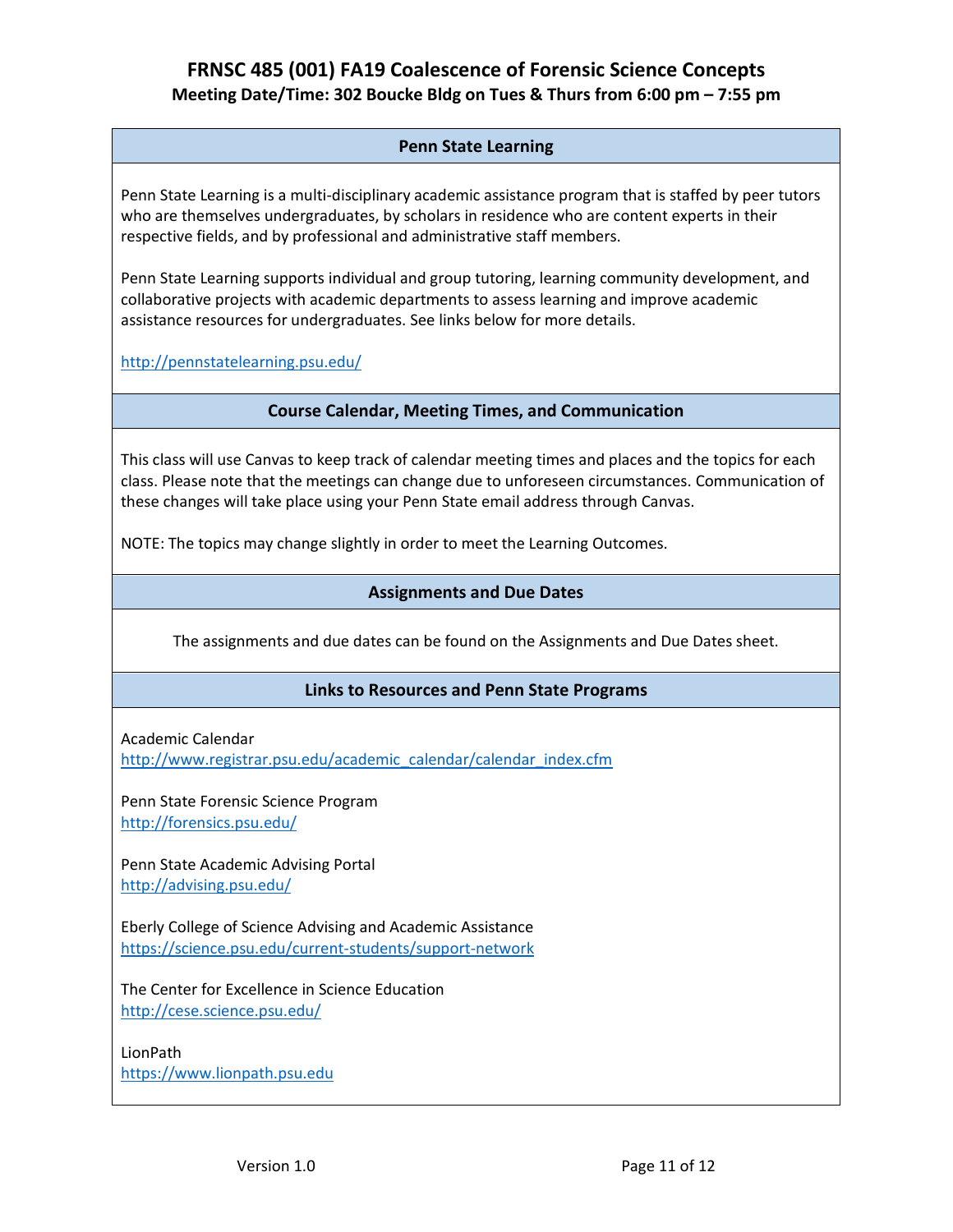## Penn State Learning

Penn State Learning is a multi-disciplinary academic assistance program that is staffed by peer tutors who are themselves undergraduates, by scholars in residence who are content experts in their respective fields, and by professional and administrative staff members.

Penn State Learning supports individual and group tutoring, learning community development, and collaborative projects with academic departments to assess learning and improve academic assistance resources for undergraduates. See links below for more details.

http://pennstatelearning.psu.edu/

## Course Calendar, Meeting Times, and Communication

This class will use Canvas to keep track of calendar meeting times and places and the topics for each class. Please note that the meetings can change due to unforeseen circumstances. Communication of these changes will take place using your Penn State email address through Canvas.

NOTE: The topics may change slightly in order to meet the Learning Outcomes.

## Assignments and Due Dates

The assignments and due dates can be found on the Assignments and Due Dates sheet.

## Links to Resources and Penn State Programs

Academic Calendar
http://www.registrar.psu.edu/academic_calendar/calendar_index.cfm

Penn State Forensic Science Program
http://forensics.psu.edu/

Penn State Academic Advising Portal
http://advising.psu.edu/

Eberly College of Science Advising and Academic Assistance
https://science.psu.edu/current-students/support-network

The Center for Excellence in Science Education
http://cese.science.psu.edu/

LionPath
https://www.lionpath.psu.edu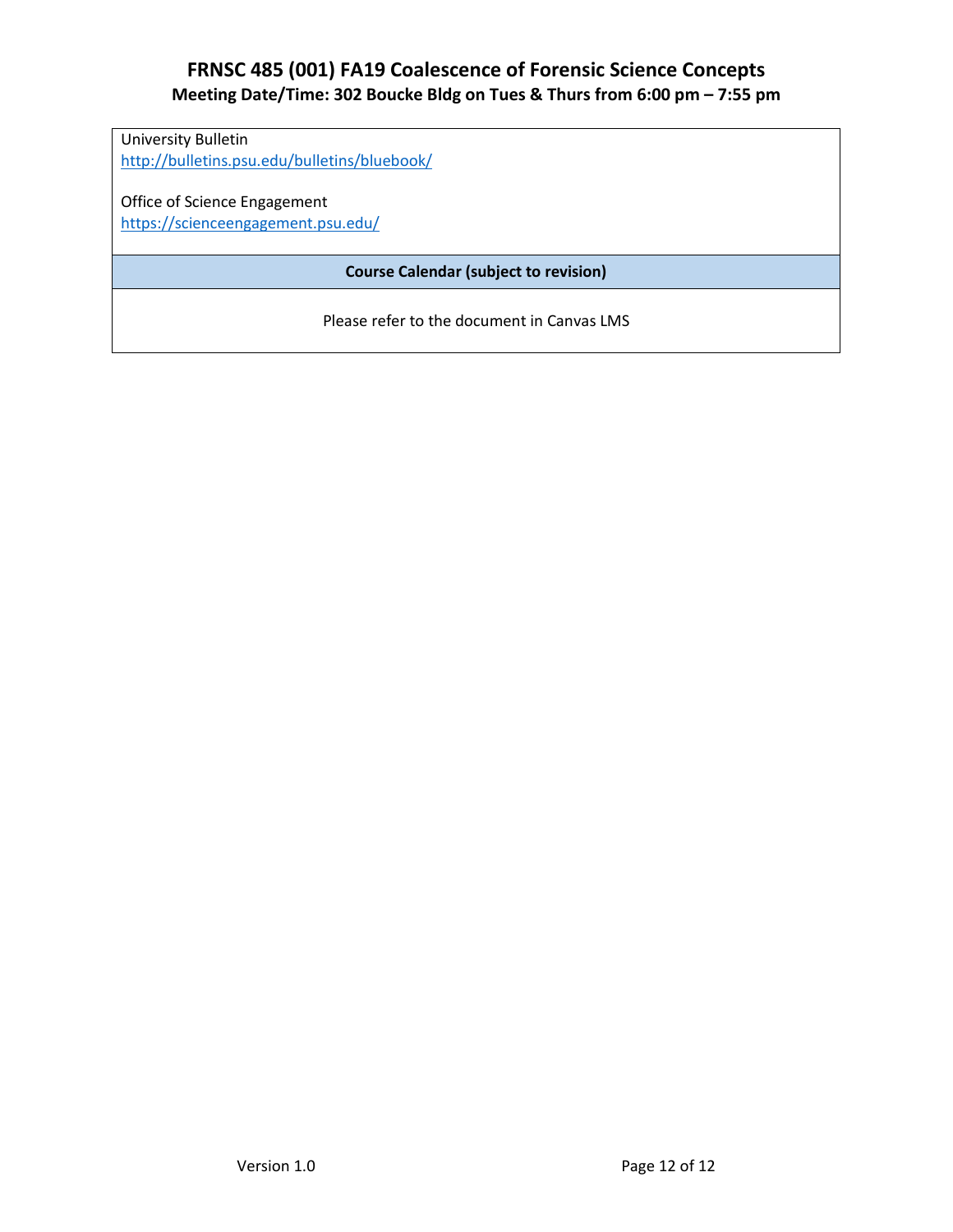University Bulletin
http://bulletins.psu.edu/bulletins/bluebook/

Office of Science Engagement
https://scienceengagement.psu.edu/

**Course Calendar (subject to revision)**

Please refer to the document in Canvas LMS